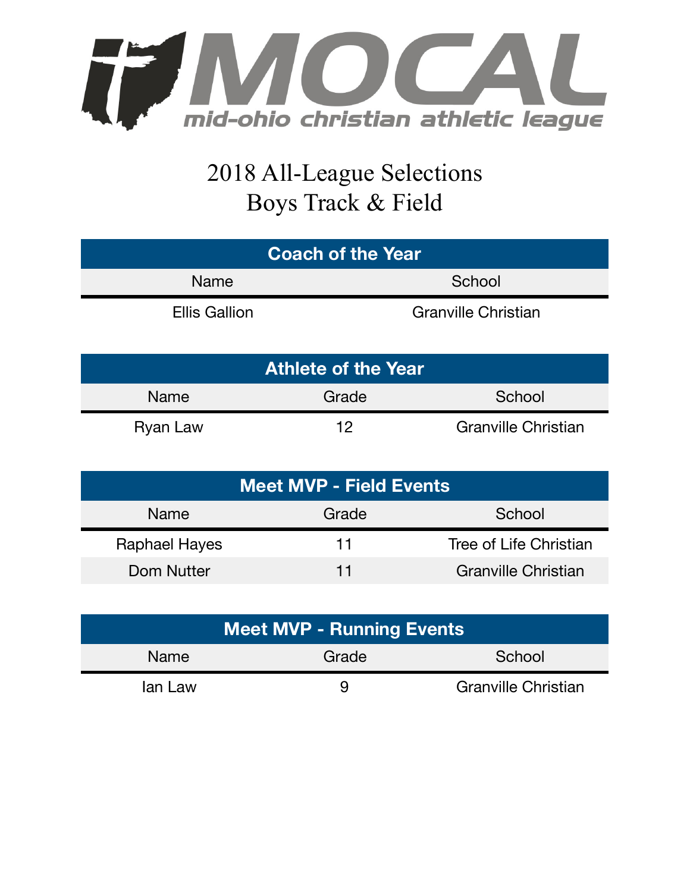# MOCAL

mid-ohio christian athletic league

## 2018 All-League Selections
## Boys Track & Field

| Coach of the Year | |
|---|---|
| Name | School |
| Ellis Gallion | Granville Christian |

| Athlete of the Year | | |
|---|---|---|
| Name | Grade | School |
| Ryan Law | 12 | Granville Christian |

| Meet MVP - Field Events | | |
|---|---|---|
| Name | Grade | School |
| Raphael Hayes | 11 | Tree of Life Christian |
| Dom Nutter | 11 | Granville Christian |

| Meet MVP - Running Events | | |
|---|---|---|
| Name | Grade | School |
| Ian Law | 9 | Granville Christian |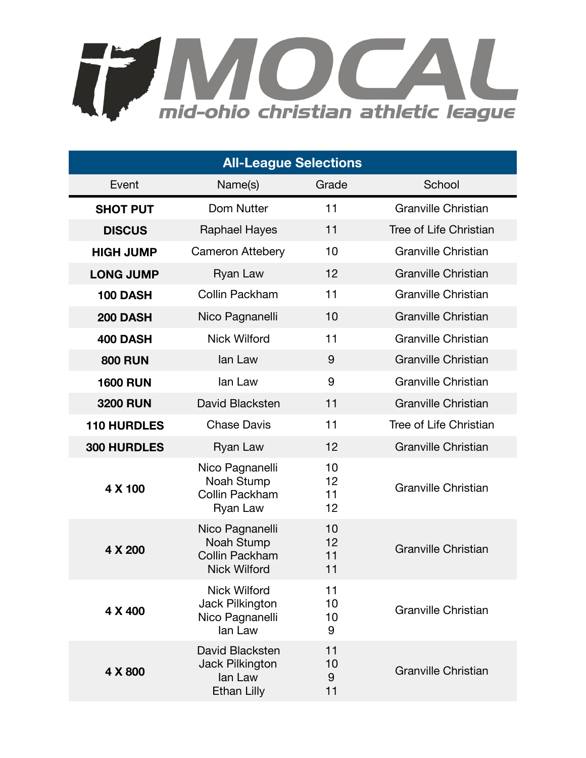# MOCAL

mid-ohio christian athletic league

| All-League Selections | | | |
|---|---|---|---|
| **Event** | **Name(s)** | **Grade** | **School** |
| **SHOT PUT** | Dom Nutter | 11 | Granville Christian |
| **DISCUS** | Raphael Hayes | 11 | Tree of Life Christian |
| **HIGH JUMP** | Cameron Attebery | 10 | Granville Christian |
| **LONG JUMP** | Ryan Law | 12 | Granville Christian |
| **100 DASH** | Collin Packham | 11 | Granville Christian |
| **200 DASH** | Nico Pagnanelli | 10 | Granville Christian |
| **400 DASH** | Nick Wilford | 11 | Granville Christian |
| **800 RUN** | Ian Law | 9 | Granville Christian |
| **1600 RUN** | Ian Law | 9 | Granville Christian |
| **3200 RUN** | David Blacksten | 11 | Granville Christian |
| **110 HURDLES** | Chase Davis | 11 | Tree of Life Christian |
| **300 HURDLES** | Ryan Law | 12 | Granville Christian |
| **4 X 100** | Nico Pagnanelli<br>Noah Stump<br>Collin Packham<br>Ryan Law | 10<br>12<br>11<br>12 | Granville Christian |
| **4 X 200** | Nico Pagnanelli<br>Noah Stump<br>Collin Packham<br>Nick Wilford | 10<br>12<br>11<br>11 | Granville Christian |
| **4 X 400** | Nick Wilford<br>Jack Pilkington<br>Nico Pagnanelli<br>Ian Law | 11<br>10<br>10<br>9 | Granville Christian |
| **4 X 800** | David Blacksten<br>Jack Pilkington<br>Ian Law<br>Ethan Lilly | 11<br>10<br>9<br>11 | Granville Christian |